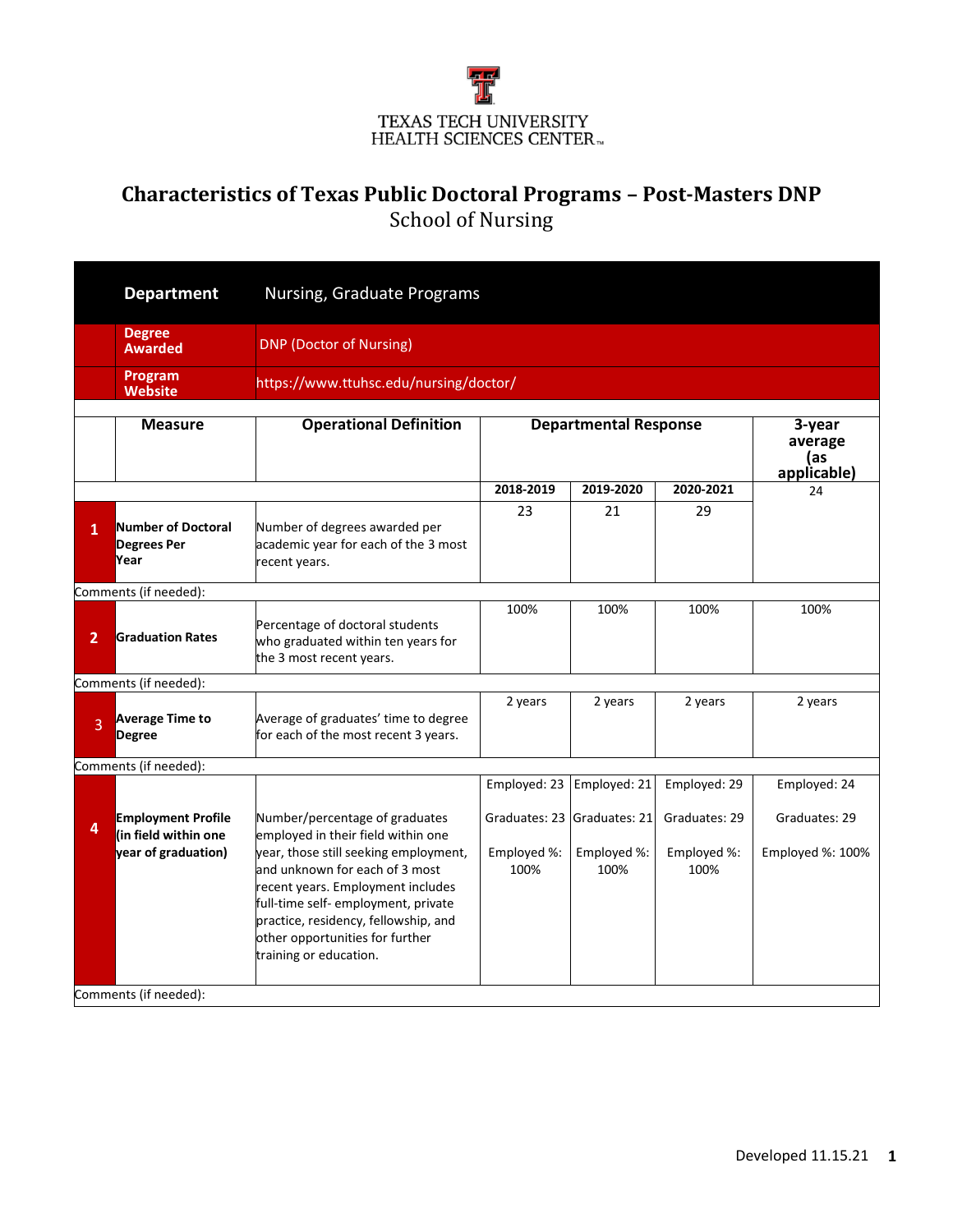TEXAS TECH UNIVERSITY
HEALTH SCIENCES CENTER™

# Characteristics of Texas Public Doctoral Programs – Post-Masters DNP

## School of Nursing

| | | |
|---|---|---|
| **Department** | Nursing, Graduate Programs | |
| **Degree Awarded** | DNP (Doctor of Nursing) | |
| **Program Website** | https://www.ttuhsc.edu/nursing/doctor/ | |

| | Measure | Operational Definition | Departmental Response | | | 3-year average (as applicable) |
|---|---|---|---|---|---|---|
| | | | 2018-2019 | 2019-2020 | 2020-2021 | |
| 1 | **Number of Doctoral Degrees Per Year** | Number of degrees awarded per academic year for each of the 3 most recent years. | 23 | 21 | 29 | 24 |
| Comments (if needed): | | | | | | |
| 2 | **Graduation Rates** | Percentage of doctoral students who graduated within ten years for the 3 most recent years. | 100% | 100% | 100% | 100% |
| Comments (if needed): | | | | | | |
| 3 | **Average Time to Degree** | Average of graduates' time to degree for each of the most recent 3 years. | 2 years | 2 years | 2 years | 2 years |
| Comments (if needed): | | | | | | |
| 4 | **Employment Profile (in field within one year of graduation)** | Number/percentage of graduates employed in their field within one year, those still seeking employment, and unknown for each of 3 most recent years. Employment includes full-time self- employment, private practice, residency, fellowship, and other opportunities for further training or education. | Employed: 23<br>Graduates: 23<br>Employed %: 100% | Employed: 21<br>Graduates: 21<br>Employed %: 100% | Employed: 29<br>Graduates: 29<br>Employed %: 100% | Employed: 24<br>Graduates: 29<br>Employed %: 100% |
| Comments (if needed): | | | | | | |

Developed 11.15.21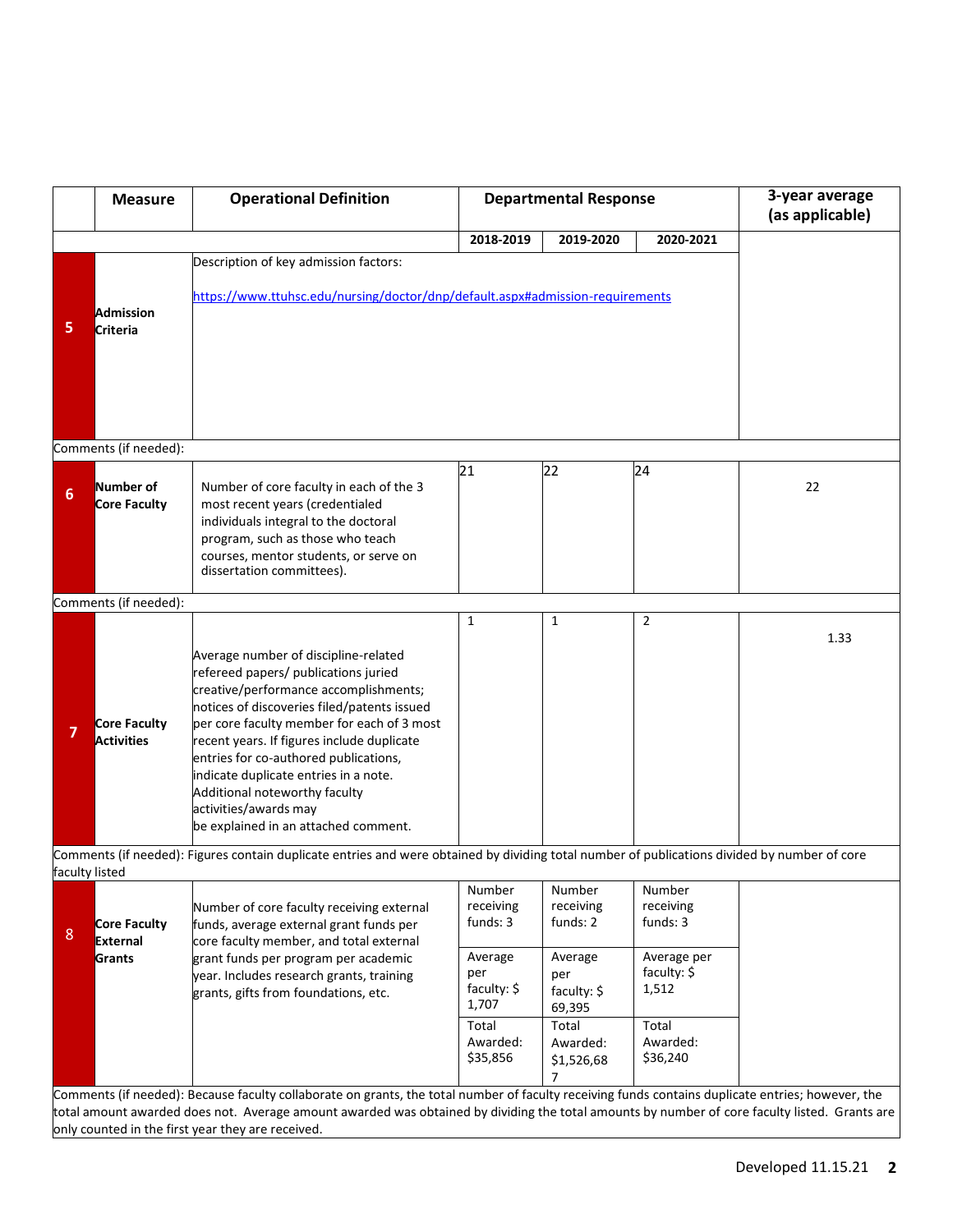| | Measure | Operational Definition | Departmental Response | | | 3-year average (as applicable) |
|---|---|---|---|---|---|---|
| | | | 2018-2019 | 2019-2020 | 2020-2021 | |
| 5 | Admission Criteria | Description of key admission factors:<br><br>https://www.ttuhsc.edu/nursing/doctor/dnp/default.aspx#admission-requirements | | | | |
| Comments (if needed): | | | | | | |
| 6 | Number of Core Faculty | Number of core faculty in each of the 3 most recent years (credentialed individuals integral to the doctoral program, such as those who teach courses, mentor students, or serve on dissertation committees). | 21 | 22 | 24 | 22 |
| Comments (if needed): | | | | | | |
| 7 | Core Faculty Activities | Average number of discipline-related refereed papers/ publications juried creative/performance accomplishments; notices of discoveries filed/patents issued per core faculty member for each of 3 most recent years. If figures include duplicate entries for co-authored publications, indicate duplicate entries in a note. Additional noteworthy faculty activities/awards may be explained in an attached comment. | 1 | 1 | 2 | 1.33 |
| Comments (if needed): Figures contain duplicate entries and were obtained by dividing total number of publications divided by number of core faculty listed | | | | | | |
| 8 | Core Faculty External Grants | Number of core faculty receiving external funds, average external grant funds per core faculty member, and total external grant funds per program per academic year. Includes research grants, training grants, gifts from foundations, etc. | Number receiving funds: 3 | Number receiving funds: 2 | Number receiving funds: 3 | |
| | | | Average per faculty: $ 1,707 | Average per faculty: $ 69,395 | Average per faculty: $ 1,512 | |
| | | | Total Awarded: $35,856 | Total Awarded: $1,526,687 | Total Awarded: $36,240 | |
| Comments (if needed): Because faculty collaborate on grants, the total number of faculty receiving funds contains duplicate entries; however, the total amount awarded does not. Average amount awarded was obtained by dividing the total amounts by number of core faculty listed. Grants are only counted in the first year they are received. | | | | | | |

Developed 11.15.21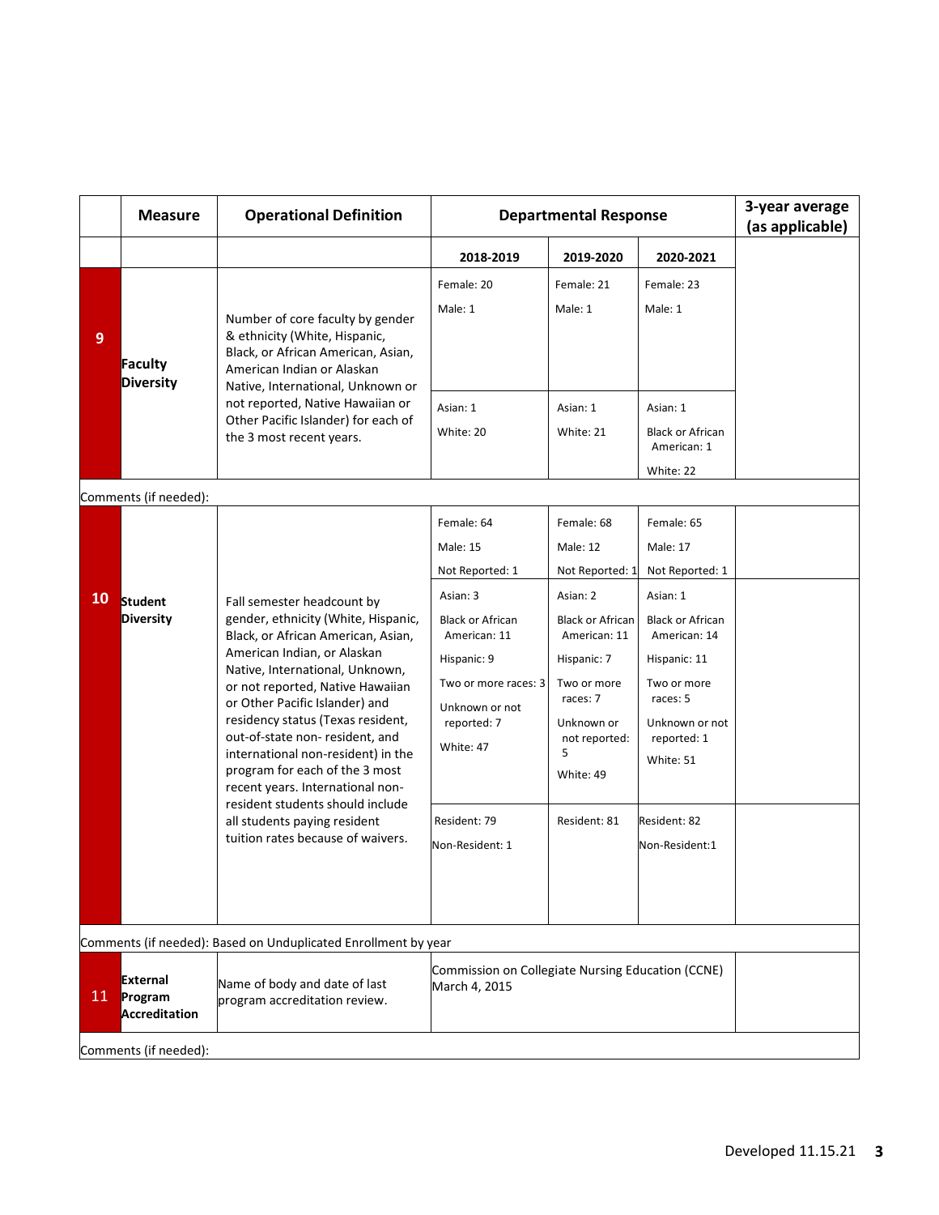| | Measure | Operational Definition | Departmental Response | | | 3-year average (as applicable) |
|---|---|---|---|---|---|---|
| | | | 2018-2019 | 2019-2020 | 2020-2021 | |
| 9 | Faculty Diversity | Number of core faculty by gender & ethnicity (White, Hispanic, Black, or African American, Asian, American Indian or Alaskan Native, International, Unknown or not reported, Native Hawaiian or Other Pacific Islander) for each of the 3 most recent years. | Female: 20<br>Male: 1 | Female: 21<br>Male: 1 | Female: 23<br>Male: 1 | |
| | | | Asian: 1<br>White: 20 | Asian: 1<br>White: 21 | Asian: 1<br>Black or African American: 1<br>White: 22 | |
| Comments (if needed): | | | | | | |
| 10 | Student Diversity | Fall semester headcount by gender, ethnicity (White, Hispanic, Black, or African American, Asian, American Indian, or Alaskan Native, International, Unknown, or not reported, Native Hawaiian or Other Pacific Islander) and residency status (Texas resident, out-of-state non- resident, and international non-resident) in the program for each of the 3 most recent years. International non-resident students should include all students paying resident tuition rates because of waivers. | Female: 64<br>Male: 15<br>Not Reported: 1 | Female: 68<br>Male: 12<br>Not Reported: 1 | Female: 65<br>Male: 17<br>Not Reported: 1 | |
| | | | Asian: 3<br>Black or African American: 11<br>Hispanic: 9<br>Two or more races: 3<br>Unknown or not reported: 7<br>White: 47 | Asian: 2<br>Black or African American: 11<br>Hispanic: 7<br>Two or more races: 7<br>Unknown or not reported: 5<br>White: 49 | Asian: 1<br>Black or African American: 14<br>Hispanic: 11<br>Two or more races: 5<br>Unknown or not reported: 1<br>White: 51 | |
| | | | Resident: 79<br>Non-Resident: 1 | Resident: 81 | Resident: 82<br>Non-Resident:1 | |
| Comments (if needed): Based on Unduplicated Enrollment by year | | | | | | |
| 11 | External Program Accreditation | Name of body and date of last program accreditation review. | Commission on Collegiate Nursing Education (CCNE) March 4, 2015 | | | |
| Comments (if needed): | | | | | | |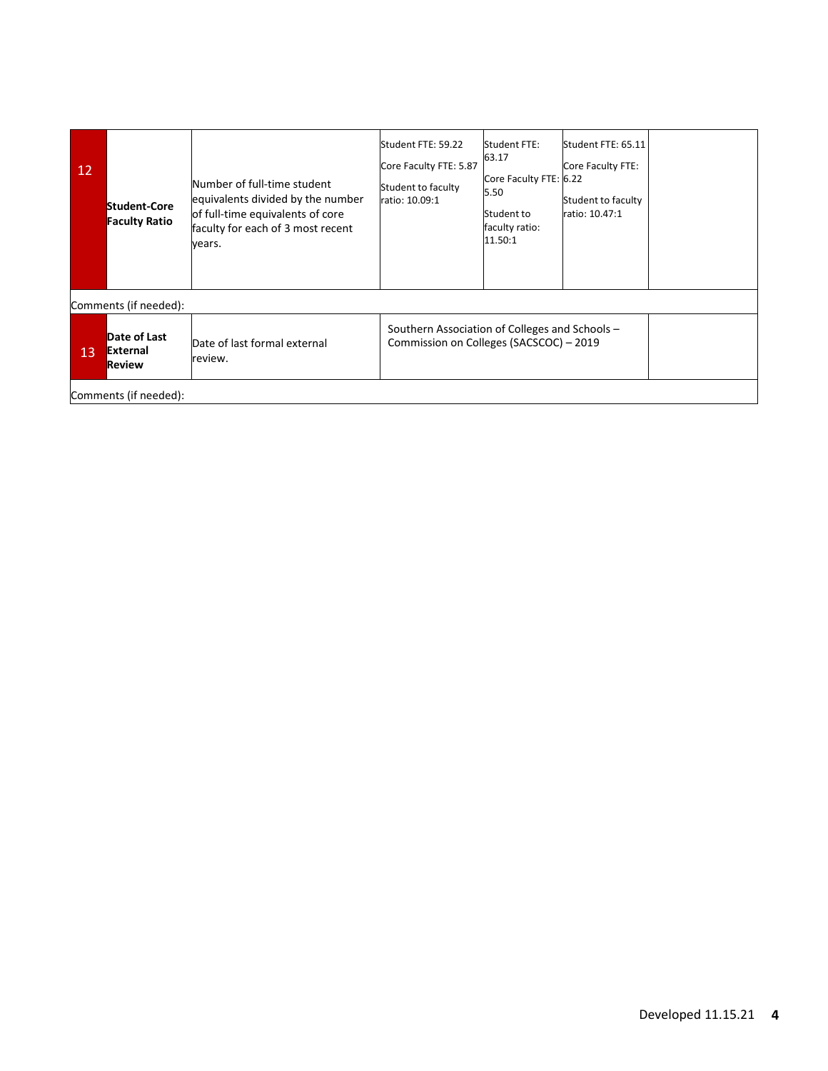| | | | | | | |
|---|---|---|---|---|---|---|
| 12 | **Student-Core Faculty Ratio** | Number of full-time student equivalents divided by the number of full-time equivalents of core faculty for each of 3 most recent years. | Student FTE: 59.22<br>Core Faculty FTE: 5.87<br>Student to faculty ratio: 10.09:1 | Student FTE: 63.17<br>Core Faculty FTE: 5.50<br>Student to faculty ratio: 11.50:1 | Student FTE: 65.11<br>Core Faculty FTE: 6.22<br>Student to faculty ratio: 10.47:1 | |
| Comments (if needed): | | | | | | |
| 13 | **Date of Last External Review** | Date of last formal external review. | Southern Association of Colleges and Schools – Commission on Colleges (SACSCOC) – 2019 | | | |
| Comments (if needed): | | | | | | |

Developed 11.15.21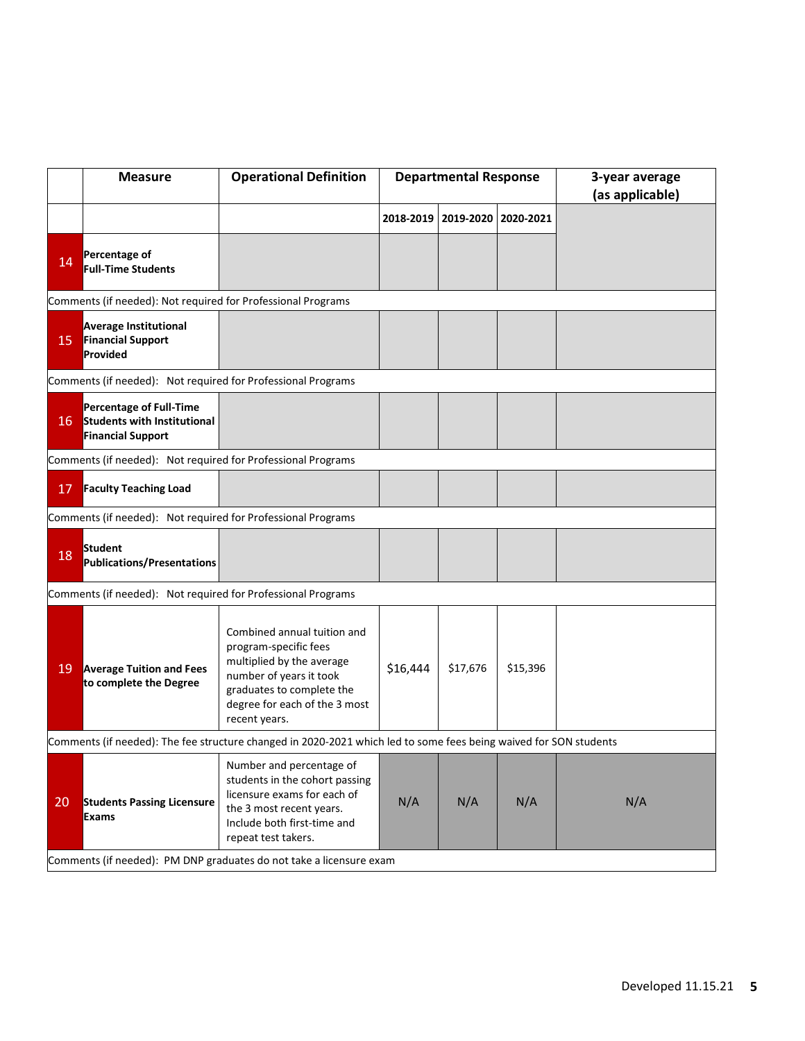| | Measure | Operational Definition | Departmental Response | | | 3-year average (as applicable) |
|---|---|---|---|---|---|---|
| | | | 2018-2019 | 2019-2020 | 2020-2021 | |
| 14 | **Percentage of Full-Time Students** | | | | | |
| Comments (if needed): Not required for Professional Programs | | | | | | |
| 15 | **Average Institutional Financial Support Provided** | | | | | |
| Comments (if needed): Not required for Professional Programs | | | | | | |
| 16 | **Percentage of Full-Time Students with Institutional Financial Support** | | | | | |
| Comments (if needed): Not required for Professional Programs | | | | | | |
| 17 | **Faculty Teaching Load** | | | | | |
| Comments (if needed): Not required for Professional Programs | | | | | | |
| 18 | **Student Publications/Presentations** | | | | | |
| Comments (if needed): Not required for Professional Programs | | | | | | |
| 19 | **Average Tuition and Fees to complete the Degree** | Combined annual tuition and program-specific fees multiplied by the average number of years it took graduates to complete the degree for each of the 3 most recent years. | $16,444 | $17,676 | $15,396 | |
| Comments (if needed): The fee structure changed in 2020-2021 which led to some fees being waived for SON students | | | | | | |
| 20 | **Students Passing Licensure Exams** | Number and percentage of students in the cohort passing licensure exams for each of the 3 most recent years. Include both first-time and repeat test takers. | N/A | N/A | N/A | N/A |
| Comments (if needed): PM DNP graduates do not take a licensure exam | | | | | | |

Developed 11.15.21